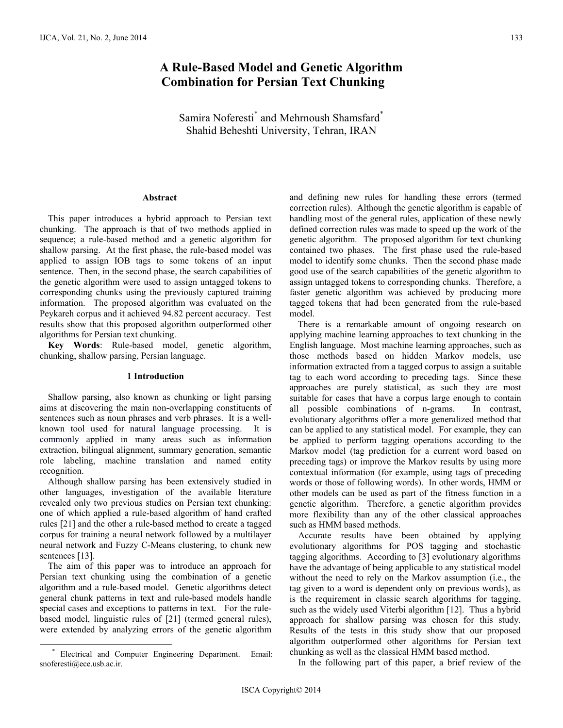# A Rule-Based Model and Genetic Algorithm Combination for Persian Text Chunking

Samira Noferesti[*] and Mehrnoush Shamsfard[*]
Shahid Beheshti University, Tehran, IRAN

### Abstract

This paper introduces a hybrid approach to Persian text chunking. The approach is that of two methods applied in sequence; a rule-based method and a genetic algorithm for shallow parsing. At the first phase, the rule-based model was applied to assign IOB tags to some tokens of an input sentence. Then, in the second phase, the search capabilities of the genetic algorithm were used to assign untagged tokens to corresponding chunks using the previously captured training information. The proposed algorithm was evaluated on the Peykareh corpus and it achieved 94.82 percent accuracy. Test results show that this proposed algorithm outperformed other algorithms for Persian text chunking.

**Key Words**: Rule-based model, genetic algorithm, chunking, shallow parsing, Persian language.

## 1 Introduction

Shallow parsing, also known as chunking or light parsing aims at discovering the main non-overlapping constituents of sentences such as noun phrases and verb phrases. It is a well-known tool used for natural language processing. It is commonly applied in many areas such as information extraction, bilingual alignment, summary generation, semantic role labeling, machine translation and named entity recognition.

Although shallow parsing has been extensively studied in other languages, investigation of the available literature revealed only two previous studies on Persian text chunking: one of which applied a rule-based algorithm of hand crafted rules [21] and the other a rule-based method to create a tagged corpus for training a neural network followed by a multilayer neural network and Fuzzy C-Means clustering, to chunk new sentences [13].

The aim of this paper was to introduce an approach for Persian text chunking using the combination of a genetic algorithm and a rule-based model. Genetic algorithms detect general chunk patterns in text and rule-based models handle special cases and exceptions to patterns in text. For the rule-based model, linguistic rules of [21] (termed general rules), were extended by analyzing errors of the genetic algorithm and defining new rules for handling these errors (termed correction rules). Although the genetic algorithm is capable of handling most of the general rules, application of these newly defined correction rules was made to speed up the work of the genetic algorithm. The proposed algorithm for text chunking contained two phases. The first phase used the rule-based model to identify some chunks. Then the second phase made good use of the search capabilities of the genetic algorithm to assign untagged tokens to corresponding chunks. Therefore, a faster genetic algorithm was achieved by producing more tagged tokens that had been generated from the rule-based model.

There is a remarkable amount of ongoing research on applying machine learning approaches to text chunking in the English language. Most machine learning approaches, such as those methods based on hidden Markov models, use information extracted from a tagged corpus to assign a suitable tag to each word according to preceding tags. Since these approaches are purely statistical, as such they are most suitable for cases that have a corpus large enough to contain all possible combinations of n-grams. In contrast, evolutionary algorithms offer a more generalized method that can be applied to any statistical model. For example, they can be applied to perform tagging operations according to the Markov model (tag prediction for a current word based on preceding tags) or improve the Markov results by using more contextual information (for example, using tags of preceding words or those of following words). In other words, HMM or other models can be used as part of the fitness function in a genetic algorithm. Therefore, a genetic algorithm provides more flexibility than any of the other classical approaches such as HMM based methods.

Accurate results have been obtained by applying evolutionary algorithms for POS tagging and stochastic tagging algorithms. According to [3] evolutionary algorithms have the advantage of being applicable to any statistical model without the need to rely on the Markov assumption (i.e., the tag given to a word is dependent only on previous words), as is the requirement in classic search algorithms for tagging, such as the widely used Viterbi algorithm [12]. Thus a hybrid approach for shallow parsing was chosen for this study. Results of the tests in this study show that our proposed algorithm outperformed other algorithms for Persian text chunking as well as the classical HMM based method.

In the following part of this paper, a brief review of the

---

[*] Electrical and Computer Engineering Department. Email: snoferesti@ece.usb.ac.ir.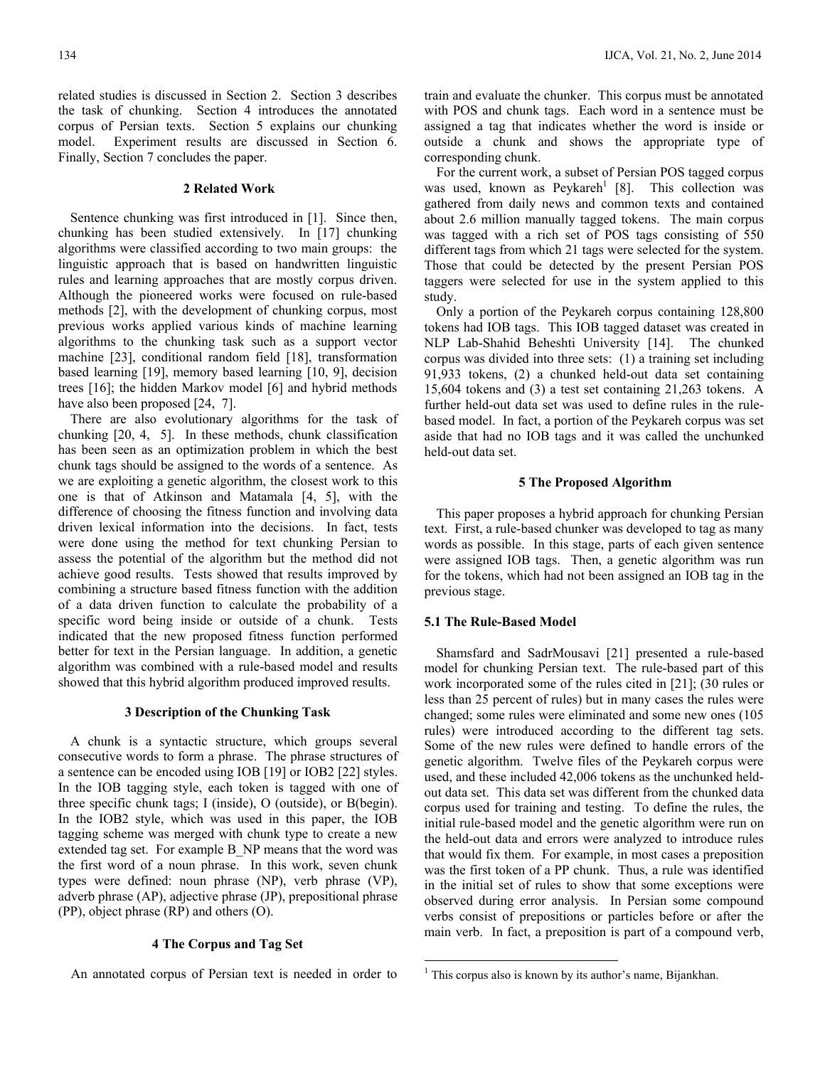related studies is discussed in Section 2. Section 3 describes the task of chunking. Section 4 introduces the annotated corpus of Persian texts. Section 5 explains our chunking model. Experiment results are discussed in Section 6. Finally, Section 7 concludes the paper.

## 2 Related Work

Sentence chunking was first introduced in [1]. Since then, chunking has been studied extensively. In [17] chunking algorithms were classified according to two main groups: the linguistic approach that is based on handwritten linguistic rules and learning approaches that are mostly corpus driven. Although the pioneered works were focused on rule-based methods [2], with the development of chunking corpus, most previous works applied various kinds of machine learning algorithms to the chunking task such as a support vector machine [23], conditional random field [18], transformation based learning [19], memory based learning [10, 9], decision trees [16]; the hidden Markov model [6] and hybrid methods have also been proposed [24, 7].

There are also evolutionary algorithms for the task of chunking [20, 4, 5]. In these methods, chunk classification has been seen as an optimization problem in which the best chunk tags should be assigned to the words of a sentence. As we are exploiting a genetic algorithm, the closest work to this one is that of Atkinson and Matamala [4, 5], with the difference of choosing the fitness function and involving data driven lexical information into the decisions. In fact, tests were done using the method for text chunking Persian to assess the potential of the algorithm but the method did not achieve good results. Tests showed that results improved by combining a structure based fitness function with the addition of a data driven function to calculate the probability of a specific word being inside or outside of a chunk. Tests indicated that the new proposed fitness function performed better for text in the Persian language. In addition, a genetic algorithm was combined with a rule-based model and results showed that this hybrid algorithm produced improved results.

## 3 Description of the Chunking Task

A chunk is a syntactic structure, which groups several consecutive words to form a phrase. The phrase structures of a sentence can be encoded using IOB [19] or IOB2 [22] styles. In the IOB tagging style, each token is tagged with one of three specific chunk tags; I (inside), O (outside), or B(begin). In the IOB2 style, which was used in this paper, the IOB tagging scheme was merged with chunk type to create a new extended tag set. For example B_NP means that the word was the first word of a noun phrase. In this work, seven chunk types were defined: noun phrase (NP), verb phrase (VP), adverb phrase (AP), adjective phrase (JP), prepositional phrase (PP), object phrase (RP) and others (O).

## 4 The Corpus and Tag Set

An annotated corpus of Persian text is needed in order to train and evaluate the chunker. This corpus must be annotated with POS and chunk tags. Each word in a sentence must be assigned a tag that indicates whether the word is inside or outside a chunk and shows the appropriate type of corresponding chunk.

For the current work, a subset of Persian POS tagged corpus was used, known as Peykareh[1] [8]. This collection was gathered from daily news and common texts and contained about 2.6 million manually tagged tokens. The main corpus was tagged with a rich set of POS tags consisting of 550 different tags from which 21 tags were selected for the system. Those that could be detected by the present Persian POS taggers were selected for use in the system applied to this study.

Only a portion of the Peykareh corpus containing 128,800 tokens had IOB tags. This IOB tagged dataset was created in NLP Lab-Shahid Beheshti University [14]. The chunked corpus was divided into three sets: (1) a training set including 91,933 tokens, (2) a chunked held-out data set containing 15,604 tokens and (3) a test set containing 21,263 tokens. A further held-out data set was used to define rules in the rule-based model. In fact, a portion of the Peykareh corpus was set aside that had no IOB tags and it was called the unchunked held-out data set.

## 5 The Proposed Algorithm

This paper proposes a hybrid approach for chunking Persian text. First, a rule-based chunker was developed to tag as many words as possible. In this stage, parts of each given sentence were assigned IOB tags. Then, a genetic algorithm was run for the tokens, which had not been assigned an IOB tag in the previous stage.

### 5.1 The Rule-Based Model

Shamsfard and SadrMousavi [21] presented a rule-based model for chunking Persian text. The rule-based part of this work incorporated some of the rules cited in [21]; (30 rules or less than 25 percent of rules) but in many cases the rules were changed; some rules were eliminated and some new ones (105 rules) were introduced according to the different tag sets. Some of the new rules were defined to handle errors of the genetic algorithm. Twelve files of the Peykareh corpus were used, and these included 42,006 tokens as the unchunked held-out data set. This data set was different from the chunked data corpus used for training and testing. To define the rules, the initial rule-based model and the genetic algorithm were run on the held-out data and errors were analyzed to introduce rules that would fix them. For example, in most cases a preposition was the first token of a PP chunk. Thus, a rule was identified in the initial set of rules to show that some exceptions were observed during error analysis. In Persian some compound verbs consist of prepositions or particles before or after the main verb. In fact, a preposition is part of a compound verb,

---

[1] This corpus also is known by its author's name, Bijankhan.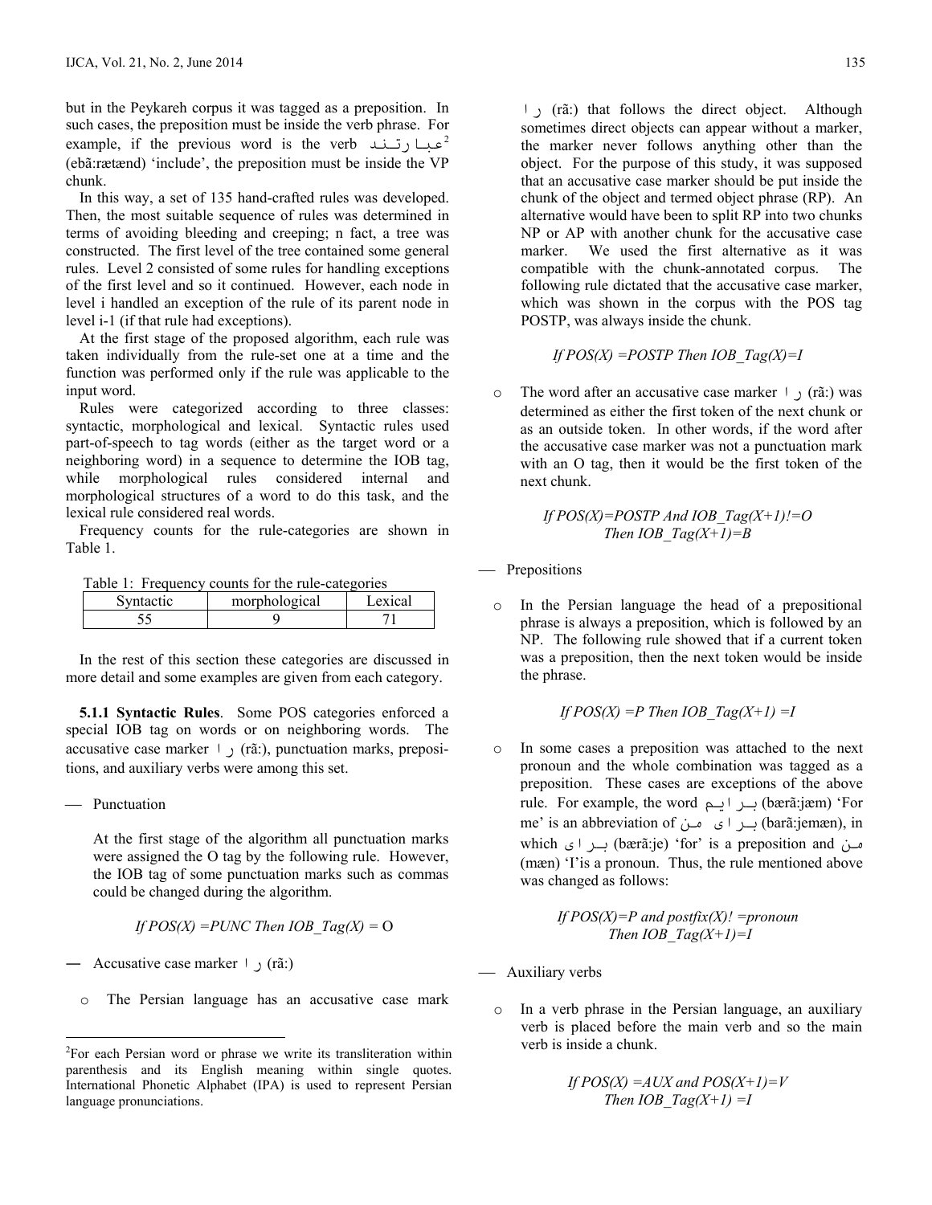but in the Peykareh corpus it was tagged as a preposition. In such cases, the preposition must be inside the verb phrase. For example, if the previous word is the verb عبارتند[2] (ebâ:rætænd) 'include', the preposition must be inside the VP chunk.

In this way, a set of 135 hand-crafted rules was developed. Then, the most suitable sequence of rules was determined in terms of avoiding bleeding and creeping; n fact, a tree was constructed. The first level of the tree contained some general rules. Level 2 consisted of some rules for handling exceptions of the first level and so it continued. However, each node in level i handled an exception of the rule of its parent node in level i-1 (if that rule had exceptions).

At the first stage of the proposed algorithm, each rule was taken individually from the rule-set one at a time and the function was performed only if the rule was applicable to the input word.

Rules were categorized according to three classes: syntactic, morphological and lexical. Syntactic rules used part-of-speech to tag words (either as the target word or a neighboring word) in a sequence to determine the IOB tag, while morphological rules considered internal and morphological structures of a word to do this task, and the lexical rule considered real words.

Frequency counts for the rule-categories are shown in Table 1.

Table 1: Frequency counts for the rule-categories

| Syntactic | morphological | Lexical |
|---|---|---|
| 55 | 9 | 71 |

In the rest of this section these categories are discussed in more detail and some examples are given from each category.

**5.1.1 Syntactic Rules**. Some POS categories enforced a special IOB tag on words or on neighboring words. The accusative case marker را (rã:), punctuation marks, prepositions, and auxiliary verbs were among this set.

— Punctuation

At the first stage of the algorithm all punctuation marks were assigned the O tag by the following rule. However, the IOB tag of some punctuation marks such as commas could be changed during the algorithm.

*If POS(X) =PUNC Then IOB_Tag(X) =* O

— Accusative case marker را (rã:)

- The Persian language has an accusative case mark را (rã:) that follows the direct object. Although sometimes direct objects can appear without a marker, the marker never follows anything other than the object. For the purpose of this study, it was supposed that an accusative case marker should be put inside the chunk of the object and termed object phrase (RP). An alternative would have been to split RP into two chunks NP or AP with another chunk for the accusative case marker. We used the first alternative as it was compatible with the chunk-annotated corpus. The following rule dictated that the accusative case marker, which was shown in the corpus with the POS tag POSTP, was always inside the chunk.

  *If POS(X) =POSTP Then IOB_Tag(X)=I*

- The word after an accusative case marker را (rã:) was determined as either the first token of the next chunk or as an outside token. In other words, if the word after the accusative case marker was not a punctuation mark with an O tag, then it would be the first token of the next chunk.

  *If POS(X)=POSTP And IOB_Tag(X+1)!=O Then IOB_Tag(X+1)=B*

— Prepositions

- In the Persian language the head of a prepositional phrase is always a preposition, which is followed by an NP. The following rule showed that if a current token was a preposition, then the next token would be inside the phrase.

  *If POS(X) =P Then IOB_Tag(X+1) =I*

- In some cases a preposition was attached to the next pronoun and the whole combination was tagged as a preposition. These cases are exceptions of the above rule. For example, the word برایم (bærã:jæm) 'For me' is an abbreviation of برای من (barã:jemæn), in which برای (bærã:je) 'for' is a preposition and من (mæn) 'I'is a pronoun. Thus, the rule mentioned above was changed as follows:

  *If POS(X)=P and postfix(X)! =pronoun Then IOB_Tag(X+1)=I*

— Auxiliary verbs

- In a verb phrase in the Persian language, an auxiliary verb is placed before the main verb and so the main verb is inside a chunk.

  *If POS(X) =AUX and POS(X+1)=V Then IOB_Tag(X+1) =I*

---

[2]For each Persian word or phrase we write its transliteration within parenthesis and its English meaning within single quotes. International Phonetic Alphabet (IPA) is used to represent Persian language pronunciations.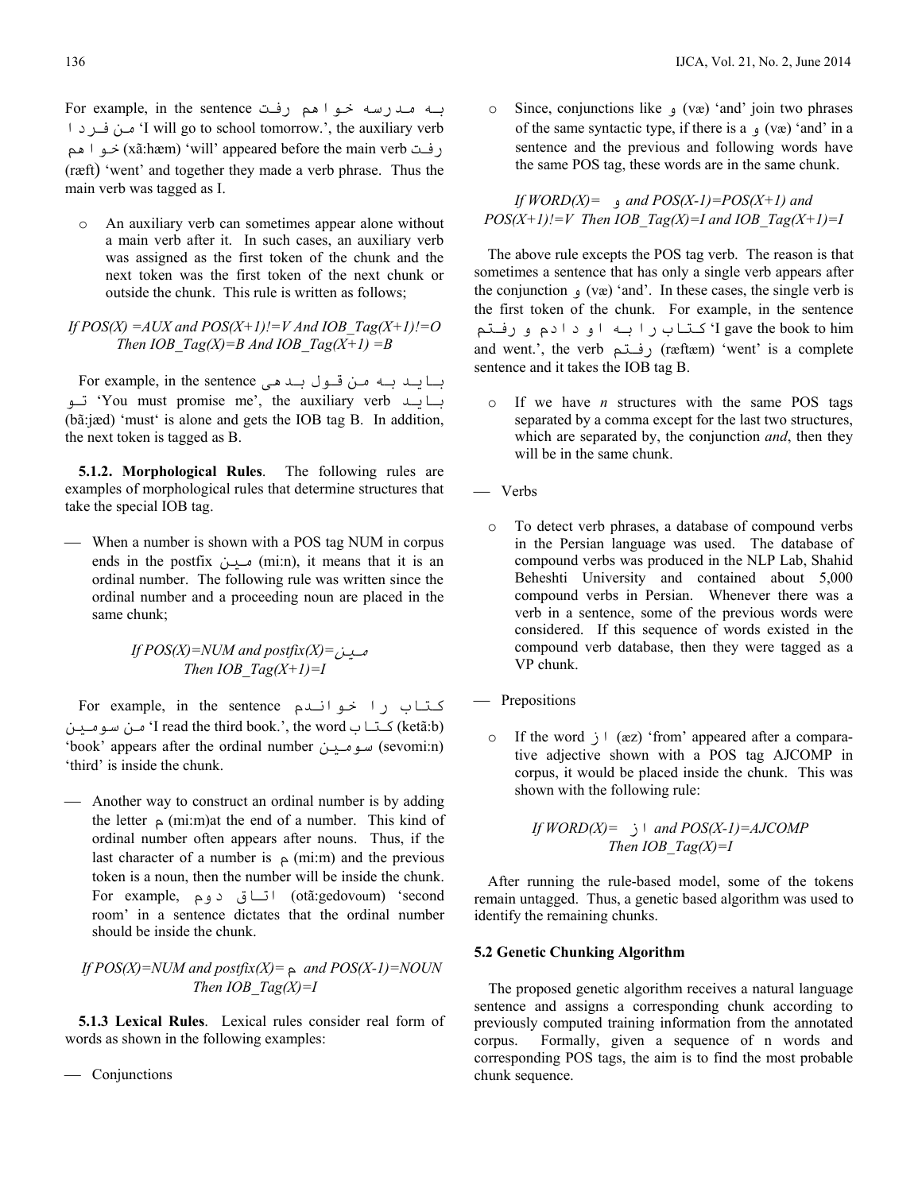For example, in the sentence به مدرسه خواهم رفت فردا 'I will go to school tomorrow.', the auxiliary verb خواهم (xã:hæm) 'will' appeared before the main verb رفت (ræft) 'went' and together they made a verb phrase. Thus the main verb was tagged as I.

- An auxiliary verb can sometimes appear alone without a main verb after it. In such cases, an auxiliary verb was assigned as the first token of the chunk and the next token was the first token of the next chunk or outside the chunk. This rule is written as follows;

*If POS(X) =AUX and POS(X+1)!=V And IOB_Tag(X+1)!=O Then IOB_Tag(X)=B And IOB_Tag(X+1) =B*

For example, in the sentence باید به من قول بدهی تو 'You must promise me', the auxiliary verb باید (bã:jæd) 'must' is alone and gets the IOB tag B. In addition, the next token is tagged as B.

**5.1.2. Morphological Rules**. The following rules are examples of morphological rules that determine structures that take the special IOB tag.

- When a number is shown with a POS tag NUM in corpus ends in the postfix مین (mi:n), it means that it is an ordinal number. The following rule was written since the ordinal number and a proceeding noun are placed in the same chunk;

*If POS(X)=NUM and postfix(X)=مین Then IOB_Tag(X+1)=I*

For example, in the sentence کتاب را خواندم من سومین 'I read the third book.', the word کتاب (ketã:b) 'book' appears after the ordinal number سومین (sevomi:n) 'third' is inside the chunk.

- Another way to construct an ordinal number is by adding the letter م (mi:m)at the end of a number. This kind of ordinal number often appears after nouns. Thus, if the last character of a number is م (mi:m) and the previous token is a noun, then the number will be inside the chunk. For example, اتاق دوم (otã:gedovoum) 'second room' in a sentence dictates that the ordinal number should be inside the chunk.

*If POS(X)=NUM and postfix(X)= م and POS(X-1)=NOUN Then IOB_Tag(X)=I*

**5.1.3 Lexical Rules**. Lexical rules consider real form of words as shown in the following examples:

- Conjunctions
  - Since, conjunctions like و (væ) 'and' join two phrases of the same syntactic type, if there is a و (væ) 'and' in a sentence and the previous and following words have the same POS tag, these words are in the same chunk.

*If WORD(X)= و and POS(X-1)=POS(X+1) and POS(X+1)!=V Then IOB_Tag(X)=I and IOB_Tag(X+1)=I*

The above rule excepts the POS tag verb. The reason is that sometimes a sentence that has only a single verb appears after the conjunction و (væ) 'and'. In these cases, the single verb is the first token of the chunk. For example, in the sentence کتاب را به او دادم و رفتم 'I gave the book to him and went.', the verb رفتم (ræftæm) 'went' is a complete sentence and it takes the IOB tag B.

  - If we have *n* structures with the same POS tags separated by a comma except for the last two structures, which are separated by, the conjunction *and*, then they will be in the same chunk.

- Verbs
  - To detect verb phrases, a database of compound verbs in the Persian language was used. The database of compound verbs was produced in the NLP Lab, Shahid Beheshti University and contained about 5,000 compound verbs in Persian. Whenever there was a verb in a sentence, some of the previous words were considered. If this sequence of words existed in the compound verb database, then they were tagged as a VP chunk.

- Prepositions
  - If the word از (æz) 'from' appeared after a comparative adjective shown with a POS tag AJCOMP in corpus, it would be placed inside the chunk. This was shown with the following rule:

*If WORD(X)= از and POS(X-1)=AJCOMP Then IOB_Tag(X)=I*

After running the rule-based model, some of the tokens remain untagged. Thus, a genetic based algorithm was used to identify the remaining chunks.

### 5.2 Genetic Chunking Algorithm

The proposed genetic algorithm receives a natural language sentence and assigns a corresponding chunk according to previously computed training information from the annotated corpus. Formally, given a sequence of n words and corresponding POS tags, the aim is to find the most probable chunk sequence.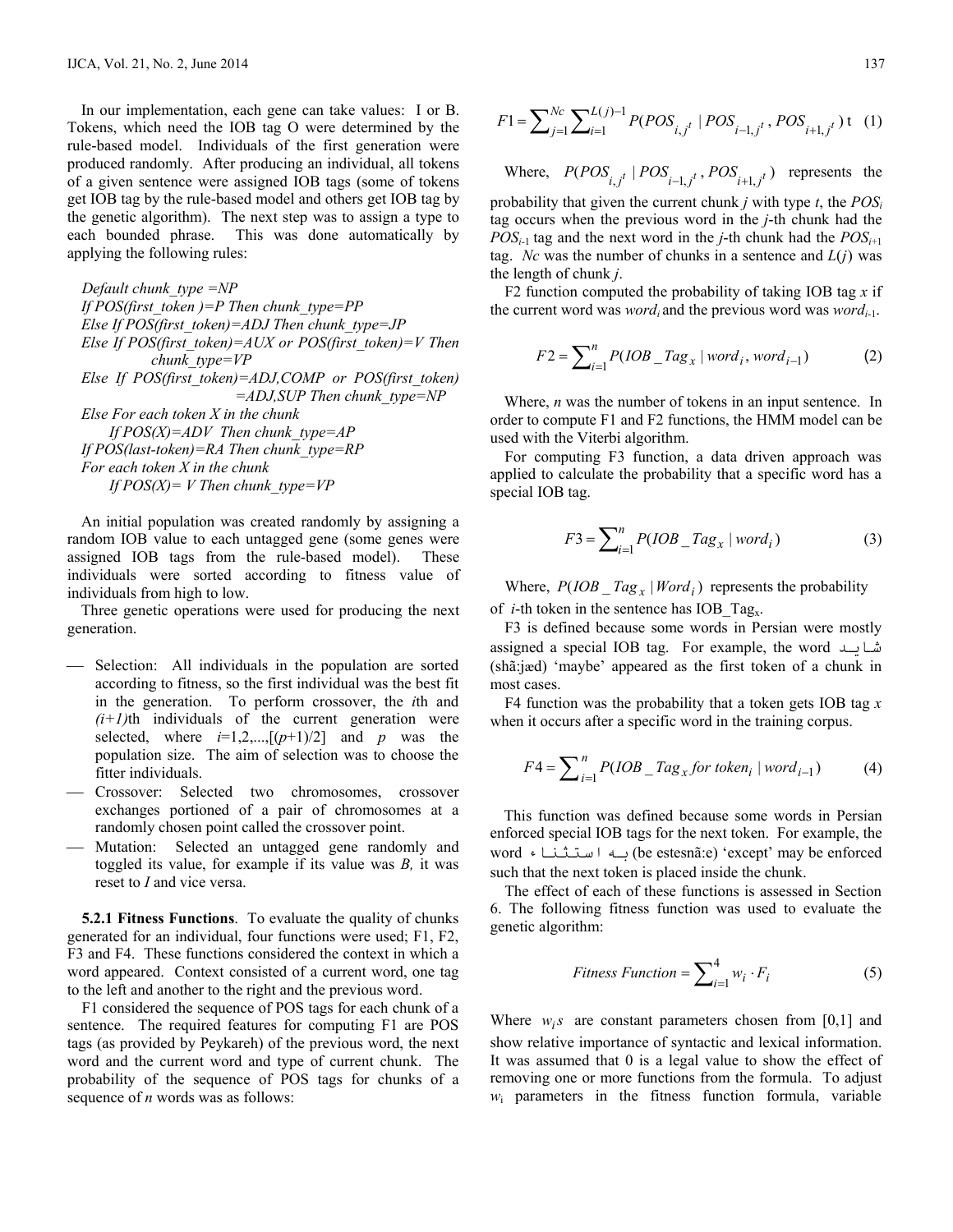In our implementation, each gene can take values: I or B. Tokens, which need the IOB tag O were determined by the rule-based model. Individuals of the first generation were produced randomly. After producing an individual, all tokens of a given sentence were assigned IOB tags (some of tokens get IOB tag by the rule-based model and others get IOB tag by the genetic algorithm). The next step was to assign a type to each bounded phrase. This was done automatically by applying the following rules:

*Default chunk_type =NP*
*If POS(first_token )=P Then chunk_type=PP*
*Else If POS(first_token)=ADJ Then chunk_type=JP*
*Else If POS(first_token)=AUX or POS(first_token)=V Then chunk_type=VP*
*Else If POS(first_token)=ADJ,COMP or POS(first_token) =ADJ,SUP Then chunk_type=NP*
*Else For each token X in the chunk*
&nbsp;&nbsp;&nbsp;&nbsp;*If POS(X)=ADV Then chunk_type=AP*
*If POS(last-token)=RA Then chunk_type=RP*
*For each token X in the chunk*
&nbsp;&nbsp;&nbsp;&nbsp;*If POS(X)= V Then chunk_type=VP*

An initial population was created randomly by assigning a random IOB value to each untagged gene (some genes were assigned IOB tags from the rule-based model). These individuals were sorted according to fitness value of individuals from high to low.

Three genetic operations were used for producing the next generation.

- Selection: All individuals in the population are sorted according to fitness, so the first individual was the best fit in the generation. To perform crossover, the *i*th and *(i+1)*th individuals of the current generation were selected, where *i*=1,2,...,[(*p*+1)/2] and *p* was the population size. The aim of selection was to choose the fitter individuals.
- Crossover: Selected two chromosomes, crossover exchanges portioned of a pair of chromosomes at a randomly chosen point called the crossover point.
- Mutation: Selected an untagged gene randomly and toggled its value, for example if its value was *B,* it was reset to *I* and vice versa.

**5.2.1 Fitness Functions**. To evaluate the quality of chunks generated for an individual, four functions were used; F1, F2, F3 and F4. These functions considered the context in which a word appeared. Context consisted of a current word, one tag to the left and another to the right and the previous word.

F1 considered the sequence of POS tags for each chunk of a sentence. The required features for computing F1 are POS tags (as provided by Peykareh) of the previous word, the next word and the current word and type of current chunk. The probability of the sequence of POS tags for chunks of a sequence of *n* words was as follows:

$$F1 = \sum_{j=1}^{Nc} \sum_{i=1}^{L(j)-1} P(POS_{i,j^t} \mid POS_{i-1,j^t}, POS_{i+1,j^t})\ t \quad (1)$$

Where, $P(POS_{i,j^t} \mid POS_{i-1,j^t}, POS_{i+1,j^t})$ represents the probability that given the current chunk *j* with type *t*, the $POS_i$ tag occurs when the previous word in the *j*-th chunk had the $POS_{i-1}$ tag and the next word in the *j*-th chunk had the $POS_{i+1}$ tag. *Nc* was the number of chunks in a sentence and *L*(*j*) was the length of chunk *j*.

F2 function computed the probability of taking IOB tag *x* if the current word was $word_i$ and the previous word was $word_{i-1}$.

$$F2 = \sum_{i=1}^{n} P(IOB\_Tag_x \mid word_i, word_{i-1}) \quad (2)$$

Where, *n* was the number of tokens in an input sentence. In order to compute F1 and F2 functions, the HMM model can be used with the Viterbi algorithm.

For computing F3 function, a data driven approach was applied to calculate the probability that a specific word has a special IOB tag.

$$F3 = \sum_{i=1}^{n} P(IOB\_Tag_x \mid word_i) \quad (3)$$

Where, $P(IOB\_Tag_x \mid Word_i)$ represents the probability of *i*-th token in the sentence has $IOB\_Tag_x$.

F3 is defined because some words in Persian were mostly assigned a special IOB tag. For example, the word شاید (shã:jæd) 'maybe' appeared as the first token of a chunk in most cases.

F4 function was the probability that a token gets IOB tag *x* when it occurs after a specific word in the training corpus.

$$F4 = \sum_{i=1}^{n} P(IOB\_Tag_x\ for\ token_i \mid word_{i-1}) \quad (4)$$

This function was defined because some words in Persian enforced special IOB tags for the next token. For example, the word به استثناء (be estesnã:e) 'except' may be enforced such that the next token is placed inside the chunk.

The effect of each of these functions is assessed in Section 6. The following fitness function was used to evaluate the genetic algorithm:

$$Fitness\ Function = \sum_{i=1}^{4} w_i \cdot F_i \quad (5)$$

Where $w_i s$ are constant parameters chosen from [0,1] and show relative importance of syntactic and lexical information. It was assumed that 0 is a legal value to show the effect of removing one or more functions from the formula. To adjust $w_i$ parameters in the fitness function formula, variable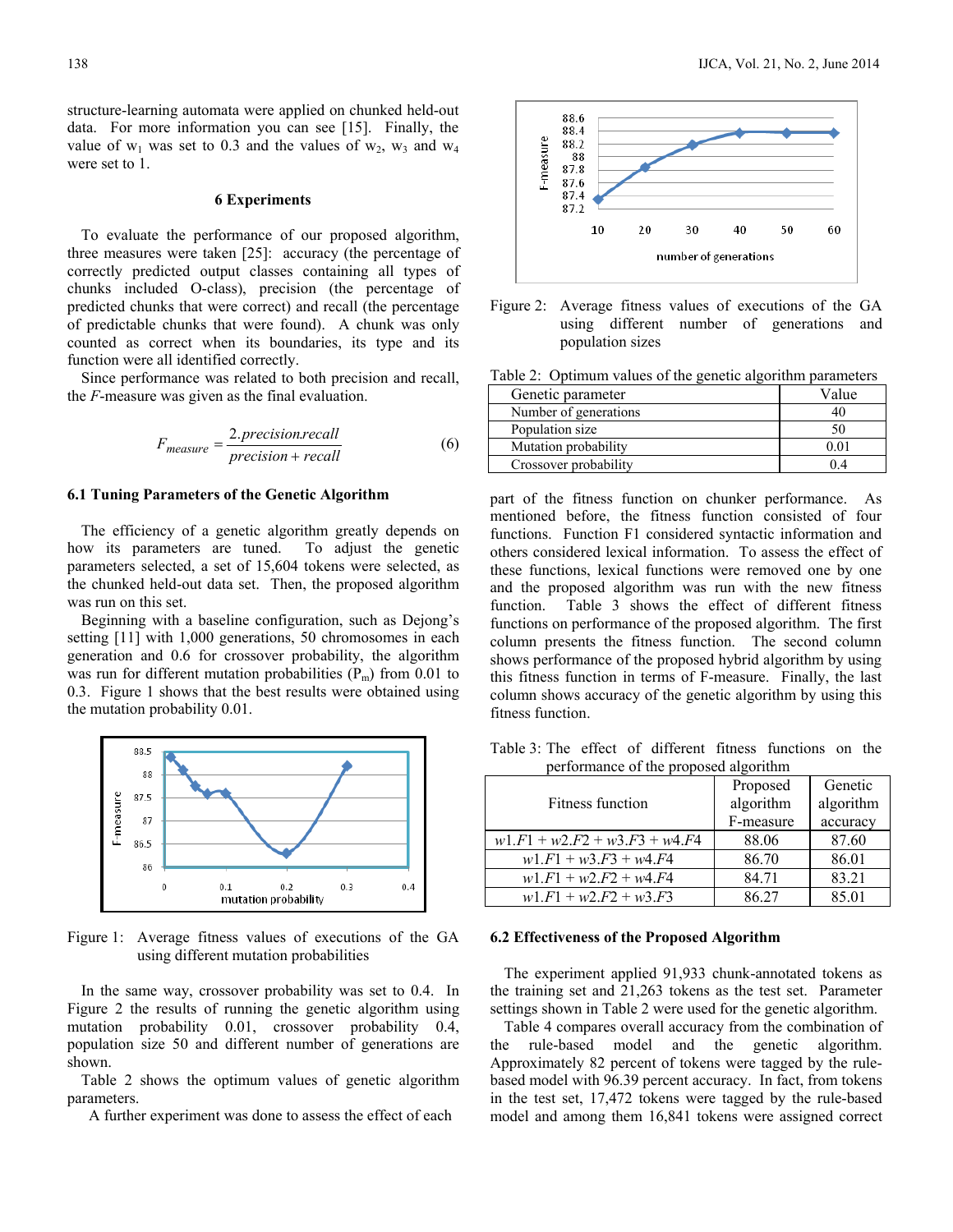structure-learning automata were applied on chunked held-out data. For more information you can see [15]. Finally, the value of $w_1$ was set to 0.3 and the values of $w_2$, $w_3$ and $w_4$ were set to 1.

## 6 Experiments

To evaluate the performance of our proposed algorithm, three measures were taken [25]: accuracy (the percentage of correctly predicted output classes containing all types of chunks included O-class), precision (the percentage of predicted chunks that were correct) and recall (the percentage of predictable chunks that were found). A chunk was only counted as correct when its boundaries, its type and its function were all identified correctly.

Since performance was related to both precision and recall, the *F*-measure was given as the final evaluation.

$$F_{measure} = \frac{2.precision.recall}{precision + recall} \tag{6}$$

### 6.1 Tuning Parameters of the Genetic Algorithm

The efficiency of a genetic algorithm greatly depends on how its parameters are tuned. To adjust the genetic parameters selected, a set of 15,604 tokens were selected, as the chunked held-out data set. Then, the proposed algorithm was run on this set.

Beginning with a baseline configuration, such as Dejong's setting [11] with 1,000 generations, 50 chromosomes in each generation and 0.6 for crossover probability, the algorithm was run for different mutation probabilities ($P_m$) from 0.01 to 0.3. Figure 1 shows that the best results were obtained using the mutation probability 0.01.

Figure 1: Average fitness values of executions of the GA using different mutation probabilities

In the same way, crossover probability was set to 0.4. In Figure 2 the results of running the genetic algorithm using mutation probability 0.01, crossover probability 0.4, population size 50 and different number of generations are shown.

Table 2 shows the optimum values of genetic algorithm parameters.

A further experiment was done to assess the effect of each part of the fitness function on chunker performance. As mentioned before, the fitness function consisted of four functions. Function F1 considered syntactic information and others considered lexical information. To assess the effect of these functions, lexical functions were removed one by one and the proposed algorithm was run with the new fitness function. Table 3 shows the effect of different fitness functions on performance of the proposed algorithm. The first column presents the fitness function. The second column shows performance of the proposed hybrid algorithm by using this fitness function in terms of F-measure. Finally, the last column shows accuracy of the genetic algorithm by using this fitness function.

Figure 2: Average fitness values of executions of the GA using different number of generations and population sizes

Table 2: Optimum values of the genetic algorithm parameters

| Genetic parameter | Value |
|---|---|
| Number of generations | 40 |
| Population size | 50 |
| Mutation probability | 0.01 |
| Crossover probability | 0.4 |

Table 3: The effect of different fitness functions on the performance of the proposed algorithm

| Fitness function | Proposed algorithm F-measure | Genetic algorithm accuracy |
|---|---|---|
| $w1.F1 + w2.F2 + w3.F3 + w4.F4$ | 88.06 | 87.60 |
| $w1.F1 + w3.F3 + w4.F4$ | 86.70 | 86.01 |
| $w1.F1 + w2.F2 + w4.F4$ | 84.71 | 83.21 |
| $w1.F1 + w2.F2 + w3.F3$ | 86.27 | 85.01 |

### 6.2 Effectiveness of the Proposed Algorithm

The experiment applied 91,933 chunk-annotated tokens as the training set and 21,263 tokens as the test set. Parameter settings shown in Table 2 were used for the genetic algorithm.

Table 4 compares overall accuracy from the combination of the rule-based model and the genetic algorithm. Approximately 82 percent of tokens were tagged by the rule-based model with 96.39 percent accuracy. In fact, from tokens in the test set, 17,472 tokens were tagged by the rule-based model and among them 16,841 tokens were assigned correct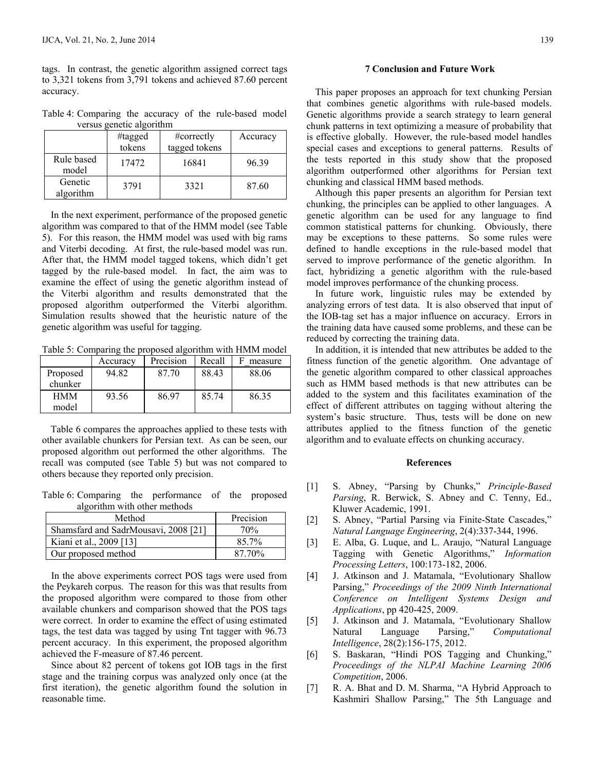tags. In contrast, the genetic algorithm assigned correct tags to 3,321 tokens from 3,791 tokens and achieved 87.60 percent accuracy.

Table 4: Comparing the accuracy of the rule-based model versus genetic algorithm

| | #tagged tokens | #correctly tagged tokens | Accuracy |
|---|---|---|---|
| Rule based model | 17472 | 16841 | 96.39 |
| Genetic algorithm | 3791 | 3321 | 87.60 |

In the next experiment, performance of the proposed genetic algorithm was compared to that of the HMM model (see Table 5). For this reason, the HMM model was used with big rams and Viterbi decoding. At first, the rule-based model was run. After that, the HMM model tagged tokens, which didn't get tagged by the rule-based model. In fact, the aim was to examine the effect of using the genetic algorithm instead of the Viterbi algorithm and results demonstrated that the proposed algorithm outperformed the Viterbi algorithm. Simulation results showed that the heuristic nature of the genetic algorithm was useful for tagging.

Table 5: Comparing the proposed algorithm with HMM model

| | Accuracy | Precision | Recall | F_measure |
|---|---|---|---|---|
| Proposed chunker | 94.82 | 87.70 | 88.43 | 88.06 |
| HMM model | 93.56 | 86.97 | 85.74 | 86.35 |

Table 6 compares the approaches applied to these tests with other available chunkers for Persian text. As can be seen, our proposed algorithm out performed the other algorithms. The recall was computed (see Table 5) but was not compared to others because they reported only precision.

Table 6: Comparing the performance of the proposed algorithm with other methods

| Method | Precision |
|---|---|
| Shamsfard and SadrMousavi, 2008 [21] | 70% |
| Kiani et al., 2009 [13] | 85.7% |
| Our proposed method | 87.70% |

In the above experiments correct POS tags were used from the Peykareh corpus. The reason for this was that results from the proposed algorithm were compared to those from other available chunkers and comparison showed that the POS tags were correct. In order to examine the effect of using estimated tags, the test data was tagged by using Tnt tagger with 96.73 percent accuracy. In this experiment, the proposed algorithm achieved the F-measure of 87.46 percent.

Since about 82 percent of tokens got IOB tags in the first stage and the training corpus was analyzed only once (at the first iteration), the genetic algorithm found the solution in reasonable time.

## 7 Conclusion and Future Work

This paper proposes an approach for text chunking Persian that combines genetic algorithms with rule-based models. Genetic algorithms provide a search strategy to learn general chunk patterns in text optimizing a measure of probability that is effective globally. However, the rule-based model handles special cases and exceptions to general patterns. Results of the tests reported in this study show that the proposed algorithm outperformed other algorithms for Persian text chunking and classical HMM based methods.

Although this paper presents an algorithm for Persian text chunking, the principles can be applied to other languages. A genetic algorithm can be used for any language to find common statistical patterns for chunking. Obviously, there may be exceptions to these patterns. So some rules were defined to handle exceptions in the rule-based model that served to improve performance of the genetic algorithm. In fact, hybridizing a genetic algorithm with the rule-based model improves performance of the chunking process.

In future work, linguistic rules may be extended by analyzing errors of test data. It is also observed that input of the IOB-tag set has a major influence on accuracy. Errors in the training data have caused some problems, and these can be reduced by correcting the training data.

In addition, it is intended that new attributes be added to the fitness function of the genetic algorithm. One advantage of the genetic algorithm compared to other classical approaches such as HMM based methods is that new attributes can be added to the system and this facilitates examination of the effect of different attributes on tagging without altering the system's basic structure. Thus, tests will be done on new attributes applied to the fitness function of the genetic algorithm and to evaluate effects on chunking accuracy.

## References

[1] S. Abney, "Parsing by Chunks," *Principle-Based Parsing*, R. Berwick, S. Abney and C. Tenny, Ed., Kluwer Academic, 1991.

[2] S. Abney, "Partial Parsing via Finite-State Cascades," *Natural Language Engineering*, 2(4):337-344, 1996.

[3] E. Alba, G. Luque, and L. Araujo, "Natural Language Tagging with Genetic Algorithms," *Information Processing Letters*, 100:173-182, 2006.

[4] J. Atkinson and J. Matamala, "Evolutionary Shallow Parsing," *Proceedings of the 2009 Ninth International Conference on Intelligent Systems Design and Applications*, pp 420-425, 2009.

[5] J. Atkinson and J. Matamala, "Evolutionary Shallow Natural Language Parsing," *Computational Intelligence*, 28(2):156-175, 2012.

[6] S. Baskaran, "Hindi POS Tagging and Chunking," *Proceedings of the NLPAI Machine Learning 2006 Competition*, 2006.

[7] R. A. Bhat and D. M. Sharma, "A Hybrid Approach to Kashmiri Shallow Parsing," The 5th Language and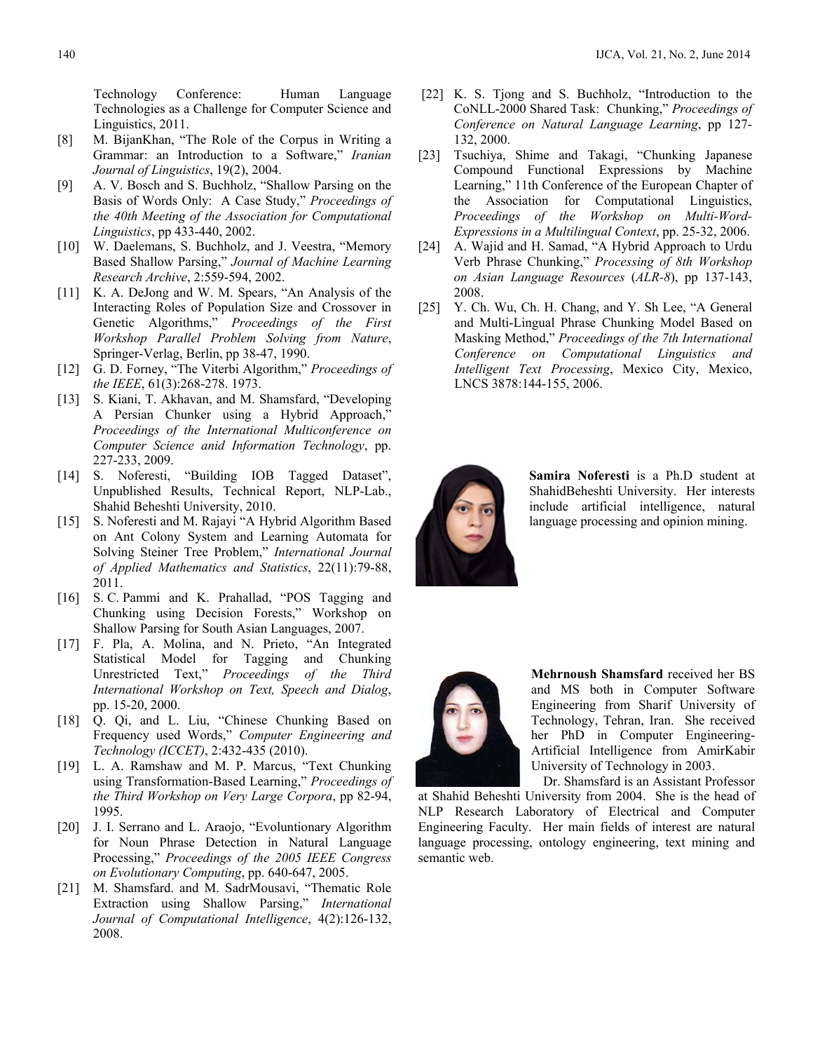Technology Conference: Human Language Technologies as a Challenge for Computer Science and Linguistics, 2011.

[8] M. BijanKhan, "The Role of the Corpus in Writing a Grammar: an Introduction to a Software," *Iranian Journal of Linguistics*, 19(2), 2004.

[9] A. V. Bosch and S. Buchholz, "Shallow Parsing on the Basis of Words Only: A Case Study," *Proceedings of the 40th Meeting of the Association for Computational Linguistics*, pp 433-440, 2002.

[10] W. Daelemans, S. Buchholz, and J. Veestra, "Memory Based Shallow Parsing," *Journal of Machine Learning Research Archive*, 2:559-594, 2002.

[11] K. A. DeJong and W. M. Spears, "An Analysis of the Interacting Roles of Population Size and Crossover in Genetic Algorithms," *Proceedings of the First Workshop Parallel Problem Solving from Nature*, Springer-Verlag, Berlin, pp 38-47, 1990.

[12] G. D. Forney, "The Viterbi Algorithm," *Proceedings of the IEEE*, 61(3):268-278. 1973.

[13] S. Kiani, T. Akhavan, and M. Shamsfard, "Developing A Persian Chunker using a Hybrid Approach," *Proceedings of the International Multiconference on Computer Science anid Information Technology*, pp. 227-233, 2009.

[14] S. Noferesti, "Building IOB Tagged Dataset", Unpublished Results, Technical Report, NLP-Lab., Shahid Beheshti University, 2010.

[15] S. Noferesti and M. Rajayi "A Hybrid Algorithm Based on Ant Colony System and Learning Automata for Solving Steiner Tree Problem," *International Journal of Applied Mathematics and Statistics*, 22(11):79-88, 2011.

[16] S. C. Pammi and K. Prahallad, "POS Tagging and Chunking using Decision Forests," Workshop on Shallow Parsing for South Asian Languages, 2007.

[17] F. Pla, A. Molina, and N. Prieto, "An Integrated Statistical Model for Tagging and Chunking Unrestricted Text," *Proceedings of the Third International Workshop on Text, Speech and Dialog*, pp. 15-20, 2000.

[18] Q. Qi, and L. Liu, "Chinese Chunking Based on Frequency used Words," *Computer Engineering and Technology (ICCET)*, 2:432-435 (2010).

[19] L. A. Ramshaw and M. P. Marcus, "Text Chunking using Transformation-Based Learning," *Proceedings of the Third Workshop on Very Large Corpora*, pp 82-94, 1995.

[20] J. I. Serrano and L. Araojo, "Evoluntionary Algorithm for Noun Phrase Detection in Natural Language Processing," *Proceedings of the 2005 IEEE Congress on Evolutionary Computing*, pp. 640-647, 2005.

[21] M. Shamsfard. and M. SadrMousavi, "Thematic Role Extraction using Shallow Parsing," *International Journal of Computational Intelligence*, 4(2):126-132, 2008.

[22] K. S. Tjong and S. Buchholz, "Introduction to the CoNLL-2000 Shared Task: Chunking," *Proceedings of Conference on Natural Language Learning*, pp 127-132, 2000.

[23] Tsuchiya, Shime and Takagi, "Chunking Japanese Compound Functional Expressions by Machine Learning," 11th Conference of the European Chapter of the Association for Computational Linguistics, *Proceedings of the Workshop on Multi-Word-Expressions in a Multilingual Context*, pp. 25-32, 2006.

[24] A. Wajid and H. Samad, "A Hybrid Approach to Urdu Verb Phrase Chunking," *Processing of 8th Workshop on Asian Language Resources* (*ALR-8*), pp 137-143, 2008.

[25] Y. Ch. Wu, Ch. H. Chang, and Y. Sh Lee, "A General and Multi-Lingual Phrase Chunking Model Based on Masking Method," *Proceedings of the 7th International Conference on Computational Linguistics and Intelligent Text Processing*, Mexico City, Mexico, LNCS 3878:144-155, 2006.

**Samira Noferesti** is a Ph.D student at ShahidBeheshti University. Her interests include artificial intelligence, natural language processing and opinion mining.

**Mehrnoush Shamsfard** received her BS and MS both in Computer Software Engineering from Sharif University of Technology, Tehran, Iran. She received her PhD in Computer Engineering-Artificial Intelligence from AmirKabir University of Technology in 2003.

Dr. Shamsfard is an Assistant Professor at Shahid Beheshti University from 2004. She is the head of NLP Research Laboratory of Electrical and Computer Engineering Faculty. Her main fields of interest are natural language processing, ontology engineering, text mining and semantic web.